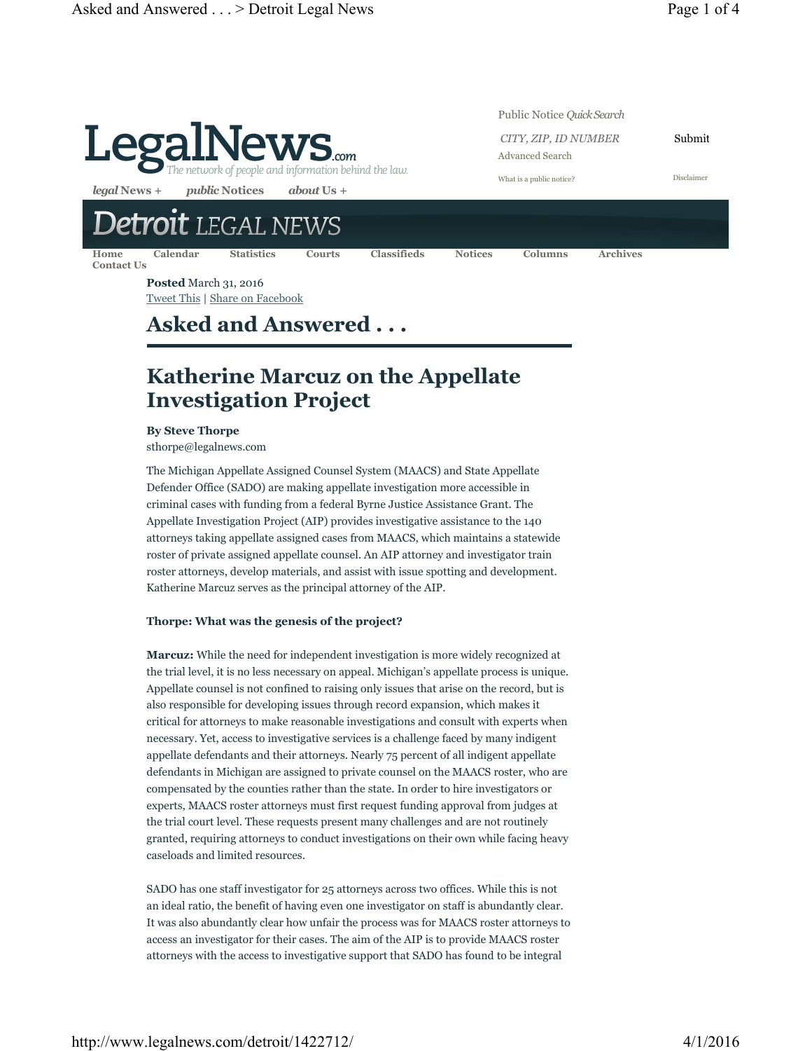**Posted** March 31, 2016

Tweet This | Share on Facebook

# Asked and Answered . . .

## Katherine Marcuz on the Appellate Investigation Project

**By Steve Thorpe**

sthorpe@legalnews.com

The Michigan Appellate Assigned Counsel System (MAACS) and State Appellate Defender Office (SADO) are making appellate investigation more accessible in criminal cases with funding from a federal Byrne Justice Assistance Grant. The Appellate Investigation Project (AIP) provides investigative assistance to the 140 attorneys taking appellate assigned cases from MAACS, which maintains a statewide roster of private assigned appellate counsel. An AIP attorney and investigator train roster attorneys, develop materials, and assist with issue spotting and development. Katherine Marcuz serves as the principal attorney of the AIP.

**Thorpe: What was the genesis of the project?**

**Marcuz:** While the need for independent investigation is more widely recognized at the trial level, it is no less necessary on appeal. Michigan's appellate process is unique. Appellate counsel is not confined to raising only issues that arise on the record, but is also responsible for developing issues through record expansion, which makes it critical for attorneys to make reasonable investigations and consult with experts when necessary. Yet, access to investigative services is a challenge faced by many indigent appellate defendants and their attorneys. Nearly 75 percent of all indigent appellate defendants in Michigan are assigned to private counsel on the MAACS roster, who are compensated by the counties rather than the state. In order to hire investigators or experts, MAACS roster attorneys must first request funding approval from judges at the trial court level. These requests present many challenges and are not routinely granted, requiring attorneys to conduct investigations on their own while facing heavy caseloads and limited resources.

SADO has one staff investigator for 25 attorneys across two offices. While this is not an ideal ratio, the benefit of having even one investigator on staff is abundantly clear. It was also abundantly clear how unfair the process was for MAACS roster attorneys to access an investigator for their cases. The aim of the AIP is to provide MAACS roster attorneys with the access to investigative support that SADO has found to be integral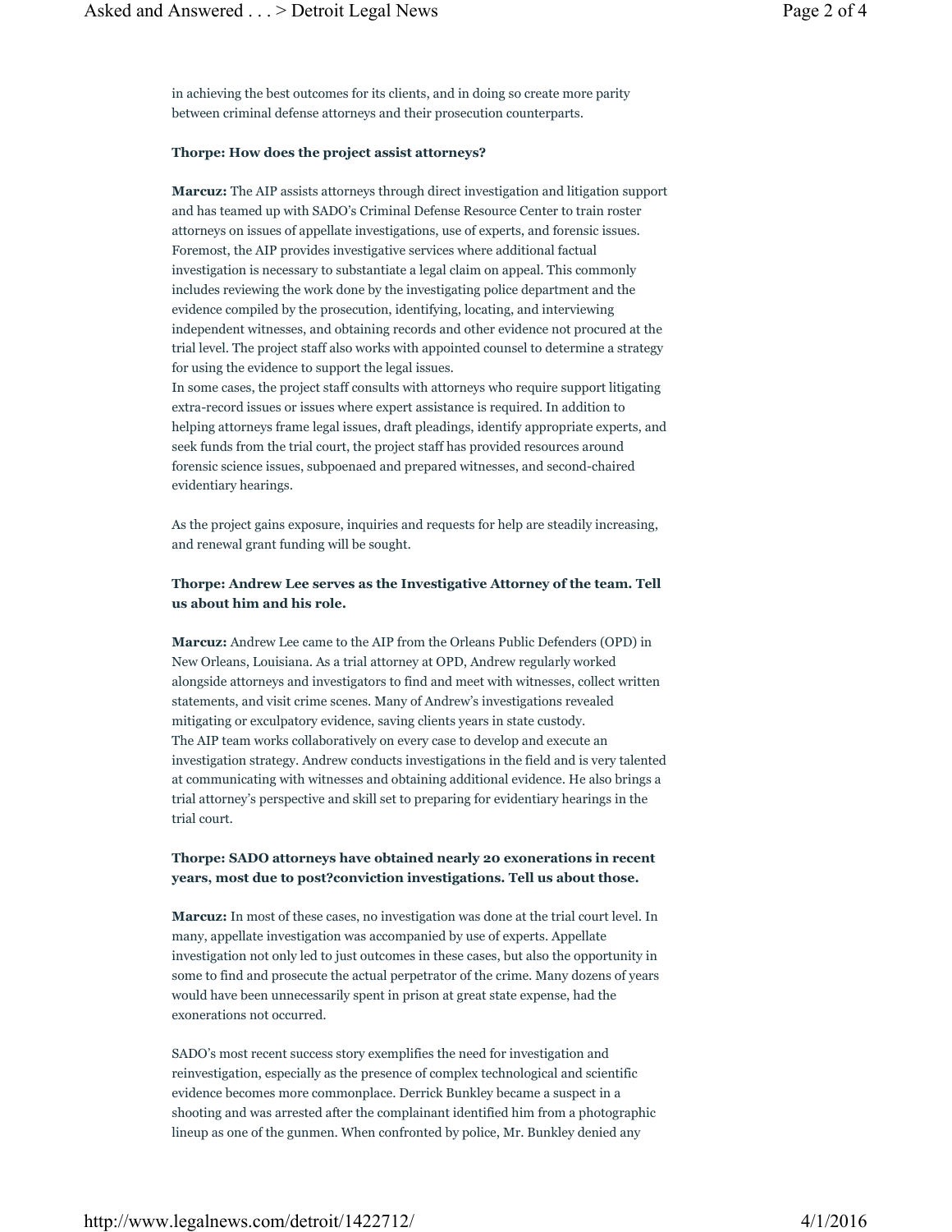in achieving the best outcomes for its clients, and in doing so create more parity between criminal defense attorneys and their prosecution counterparts.

**Thorpe: How does the project assist attorneys?**

**Marcuz:** The AIP assists attorneys through direct investigation and litigation support and has teamed up with SADO's Criminal Defense Resource Center to train roster attorneys on issues of appellate investigations, use of experts, and forensic issues. Foremost, the AIP provides investigative services where additional factual investigation is necessary to substantiate a legal claim on appeal. This commonly includes reviewing the work done by the investigating police department and the evidence compiled by the prosecution, identifying, locating, and interviewing independent witnesses, and obtaining records and other evidence not procured at the trial level. The project staff also works with appointed counsel to determine a strategy for using the evidence to support the legal issues.
In some cases, the project staff consults with attorneys who require support litigating extra-record issues or issues where expert assistance is required. In addition to helping attorneys frame legal issues, draft pleadings, identify appropriate experts, and seek funds from the trial court, the project staff has provided resources around forensic science issues, subpoenaed and prepared witnesses, and second-chaired evidentiary hearings.

As the project gains exposure, inquiries and requests for help are steadily increasing, and renewal grant funding will be sought.

**Thorpe: Andrew Lee serves as the Investigative Attorney of the team. Tell us about him and his role.**

**Marcuz:** Andrew Lee came to the AIP from the Orleans Public Defenders (OPD) in New Orleans, Louisiana. As a trial attorney at OPD, Andrew regularly worked alongside attorneys and investigators to find and meet with witnesses, collect written statements, and visit crime scenes. Many of Andrew's investigations revealed mitigating or exculpatory evidence, saving clients years in state custody.
The AIP team works collaboratively on every case to develop and execute an investigation strategy. Andrew conducts investigations in the field and is very talented at communicating with witnesses and obtaining additional evidence. He also brings a trial attorney's perspective and skill set to preparing for evidentiary hearings in the trial court.

**Thorpe: SADO attorneys have obtained nearly 20 exonerations in recent years, most due to post?conviction investigations. Tell us about those.**

**Marcuz:** In most of these cases, no investigation was done at the trial court level. In many, appellate investigation was accompanied by use of experts. Appellate investigation not only led to just outcomes in these cases, but also the opportunity in some to find and prosecute the actual perpetrator of the crime. Many dozens of years would have been unnecessarily spent in prison at great state expense, had the exonerations not occurred.

SADO's most recent success story exemplifies the need for investigation and reinvestigation, especially as the presence of complex technological and scientific evidence becomes more commonplace. Derrick Bunkley became a suspect in a shooting and was arrested after the complainant identified him from a photographic lineup as one of the gunmen. When confronted by police, Mr. Bunkley denied any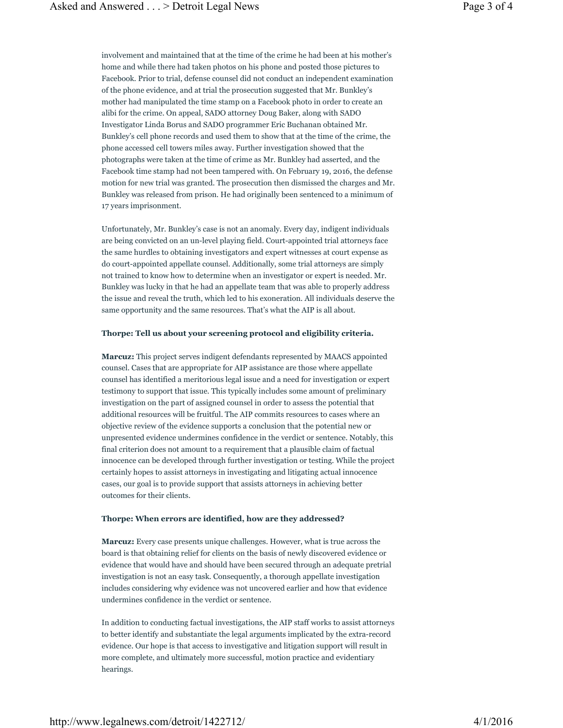involvement and maintained that at the time of the crime he had been at his mother's home and while there had taken photos on his phone and posted those pictures to Facebook. Prior to trial, defense counsel did not conduct an independent examination of the phone evidence, and at trial the prosecution suggested that Mr. Bunkley's mother had manipulated the time stamp on a Facebook photo in order to create an alibi for the crime. On appeal, SADO attorney Doug Baker, along with SADO Investigator Linda Borus and SADO programmer Eric Buchanan obtained Mr. Bunkley's cell phone records and used them to show that at the time of the crime, the phone accessed cell towers miles away. Further investigation showed that the photographs were taken at the time of crime as Mr. Bunkley had asserted, and the Facebook time stamp had not been tampered with. On February 19, 2016, the defense motion for new trial was granted. The prosecution then dismissed the charges and Mr. Bunkley was released from prison. He had originally been sentenced to a minimum of 17 years imprisonment.

Unfortunately, Mr. Bunkley's case is not an anomaly. Every day, indigent individuals are being convicted on an un-level playing field. Court-appointed trial attorneys face the same hurdles to obtaining investigators and expert witnesses at court expense as do court-appointed appellate counsel. Additionally, some trial attorneys are simply not trained to know how to determine when an investigator or expert is needed. Mr. Bunkley was lucky in that he had an appellate team that was able to properly address the issue and reveal the truth, which led to his exoneration. All individuals deserve the same opportunity and the same resources. That's what the AIP is all about.

**Thorpe: Tell us about your screening protocol and eligibility criteria.**

**Marcuz:** This project serves indigent defendants represented by MAACS appointed counsel. Cases that are appropriate for AIP assistance are those where appellate counsel has identified a meritorious legal issue and a need for investigation or expert testimony to support that issue. This typically includes some amount of preliminary investigation on the part of assigned counsel in order to assess the potential that additional resources will be fruitful. The AIP commits resources to cases where an objective review of the evidence supports a conclusion that the potential new or unpresented evidence undermines confidence in the verdict or sentence. Notably, this final criterion does not amount to a requirement that a plausible claim of factual innocence can be developed through further investigation or testing. While the project certainly hopes to assist attorneys in investigating and litigating actual innocence cases, our goal is to provide support that assists attorneys in achieving better outcomes for their clients.

**Thorpe: When errors are identified, how are they addressed?**

**Marcuz:** Every case presents unique challenges. However, what is true across the board is that obtaining relief for clients on the basis of newly discovered evidence or evidence that would have and should have been secured through an adequate pretrial investigation is not an easy task. Consequently, a thorough appellate investigation includes considering why evidence was not uncovered earlier and how that evidence undermines confidence in the verdict or sentence.

In addition to conducting factual investigations, the AIP staff works to assist attorneys to better identify and substantiate the legal arguments implicated by the extra-record evidence. Our hope is that access to investigative and litigation support will result in more complete, and ultimately more successful, motion practice and evidentiary hearings.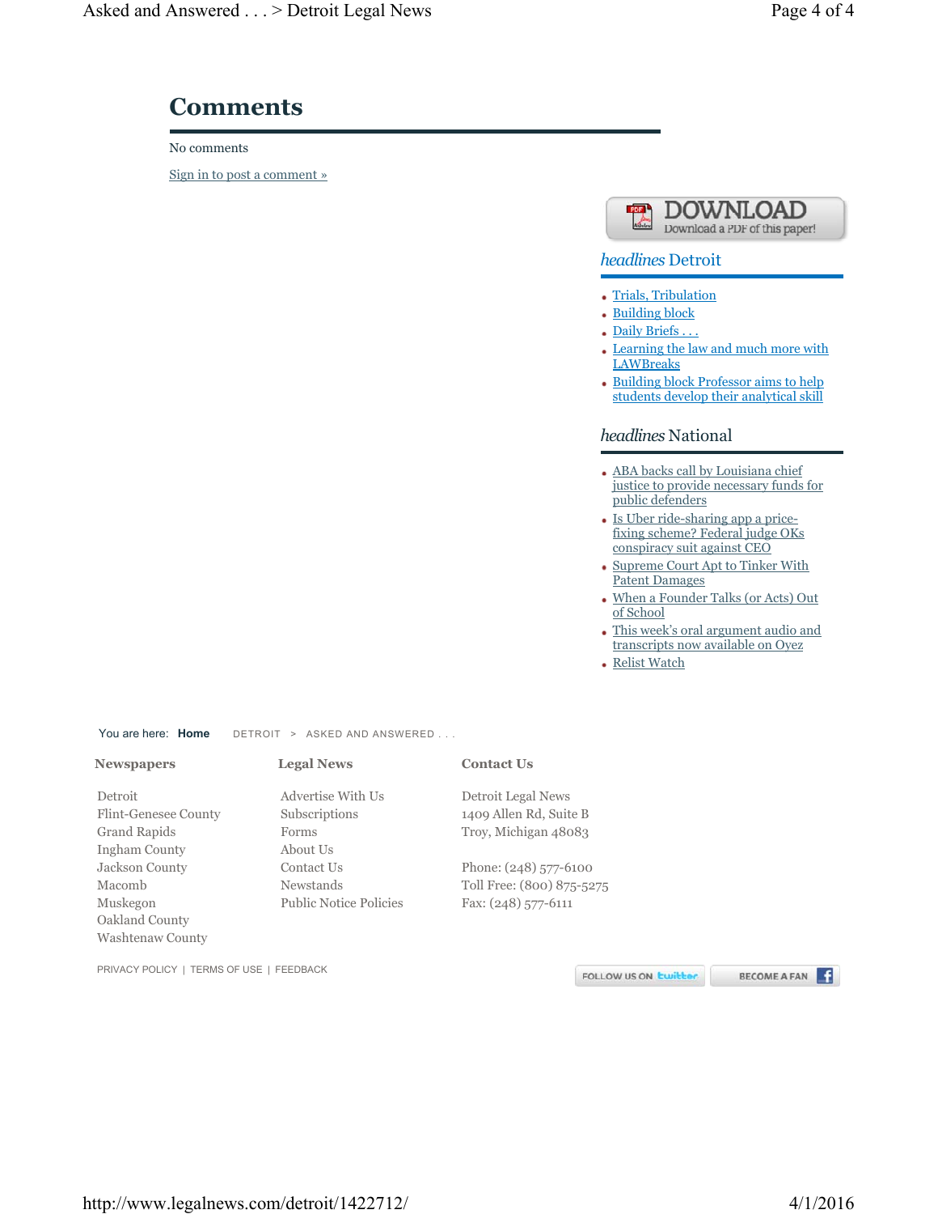## Comments

No comments

Sign in to post a comment »

DOWNLOAD
Download a PDF of this paper!

### *headlines* Detroit

- Trials, Tribulation
- Building block
- Daily Briefs . . .
- Learning the law and much more with LAWBreaks
- Building block Professor aims to help students develop their analytical skill

### *headlines* National

- ABA backs call by Louisiana chief justice to provide necessary funds for public defenders
- Is Uber ride-sharing app a price-fixing scheme? Federal judge OKs conspiracy suit against CEO
- Supreme Court Apt to Tinker With Patent Damages
- When a Founder Talks (or Acts) Out of School
- This week's oral argument audio and transcripts now available on Oyez
- Relist Watch

You are here: **Home** DETROIT > ASKED AND ANSWERED . . .

**Newspapers**

Detroit
Flint-Genesee County
Grand Rapids
Ingham County
Jackson County
Macomb
Muskegon
Oakland County
Washtenaw County

**Legal News**

Advertise With Us
Subscriptions
Forms
About Us
Contact Us
Newstands
Public Notice Policies

**Contact Us**

Detroit Legal News
1409 Allen Rd, Suite B
Troy, Michigan 48083

Phone: (248) 577-6100
Toll Free: (800) 875-5275
Fax: (248) 577-6111

PRIVACY POLICY | TERMS OF USE | FEEDBACK

FOLLOW US ON twitter BECOME A FAN